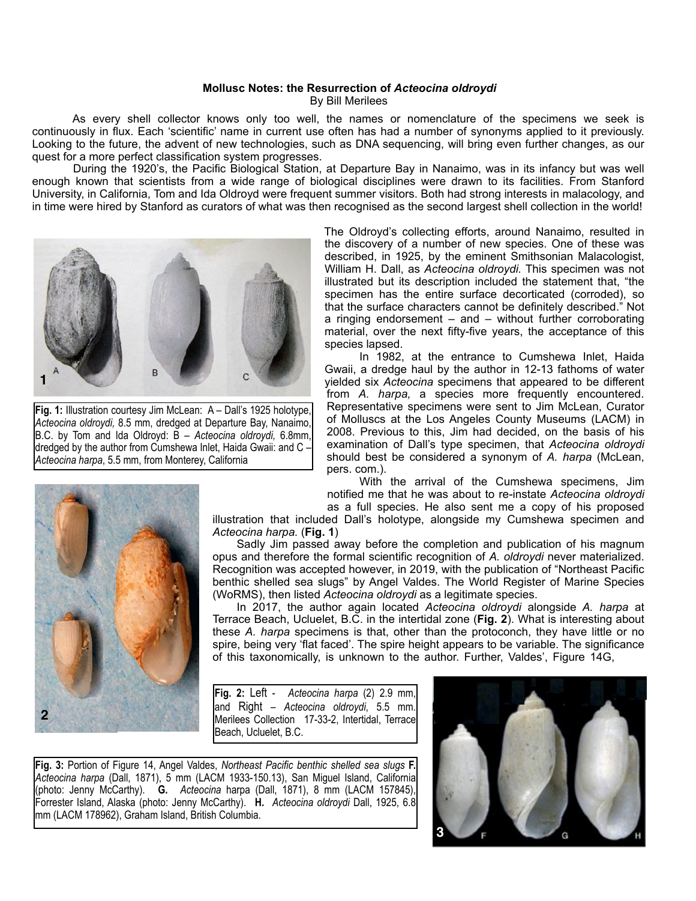**Mollusc Notes: the Resurrection of *Acteocina oldroydi***

By Bill Merilees

As every shell collector knows only too well, the names or nomenclature of the specimens we seek is continuously in flux. Each 'scientific' name in current use often has had a number of synonyms applied to it previously. Looking to the future, the advent of new technologies, such as DNA sequencing, will bring even further changes, as our quest for a more perfect classification system progresses.

During the 1920's, the Pacific Biological Station, at Departure Bay in Nanaimo, was in its infancy but was well enough known that scientists from a wide range of biological disciplines were drawn to its facilities. From Stanford University, in California, Tom and Ida Oldroyd were frequent summer visitors. Both had strong interests in malacology, and in time were hired by Stanford as curators of what was then recognised as the second largest shell collection in the world!

**Fig. 1:** Illustration courtesy Jim McLean: A – Dall's 1925 holotype, *Acteocina oldroydi,* 8.5 mm, dredged at Departure Bay, Nanaimo, B.C. by Tom and Ida Oldroyd: B – *Acteocina oldroydi,* 6.8mm, dredged by the author from Cumshewa Inlet, Haida Gwaii: and C – *Acteocina harpa*, 5.5 mm, from Monterey, California

The Oldroyd's collecting efforts, around Nanaimo, resulted in the discovery of a number of new species. One of these was described, in 1925, by the eminent Smithsonian Malacologist, William H. Dall, as *Acteocina oldroydi.* This specimen was not illustrated but its description included the statement that, "the specimen has the entire surface decorticated (corroded), so that the surface characters cannot be definitely described." Not a ringing endorsement – and – without further corroborating material, over the next fifty-five years, the acceptance of this species lapsed.

In 1982, at the entrance to Cumshewa Inlet, Haida Gwaii, a dredge haul by the author in 12-13 fathoms of water yielded six *Acteocina* specimens that appeared to be different from *A. harpa,* a species more frequently encountered. Representative specimens were sent to Jim McLean, Curator of Molluscs at the Los Angeles County Museums (LACM) in 2008. Previous to this, Jim had decided, on the basis of his examination of Dall's type specimen, that *Acteocina oldroydi* should best be considered a synonym of *A. harpa* (McLean, pers. com.).

With the arrival of the Cumshewa specimens, Jim notified me that he was about to re-instate *Acteocina oldroydi* as a full species. He also sent me a copy of his proposed illustration that included Dall's holotype, alongside my Cumshewa specimen and *Acteocina harpa.* (**Fig. 1**)

Sadly Jim passed away before the completion and publication of his magnum opus and therefore the formal scientific recognition of *A. oldroydi* never materialized. Recognition was accepted however, in 2019, with the publication of "Northeast Pacific benthic shelled sea slugs" by Angel Valdes. The World Register of Marine Species (WoRMS), then listed *Acteocina oldroydi* as a legitimate species.

In 2017, the author again located *Acteocina oldroydi* alongside *A. harpa* at Terrace Beach, Ucluelet, B.C. in the intertidal zone (**Fig. 2**). What is interesting about these *A. harpa* specimens is that, other than the protoconch, they have little or no spire, being very 'flat faced'. The spire height appears to be variable. The significance of this taxonomically, is unknown to the author. Further, Valdes', Figure 14G,

**Fig. 2:** Left - *Acteocina harpa* (2) 2.9 mm, and Right – *Acteocina oldroydi*, 5.5 mm. Merilees Collection 17-33-2, Intertidal, Terrace Beach, Ucluelet, B.C.

**Fig. 3:** Portion of Figure 14, Angel Valdes, *Northeast Pacific benthic shelled sea slugs* **F.** *Acteocina harpa* (Dall, 1871), 5 mm (LACM 1933-150.13), San Miguel Island, California (photo: Jenny McCarthy). **G.** *Acteocina* harpa (Dall, 1871), 8 mm (LACM 157845), Forrester Island, Alaska (photo: Jenny McCarthy). **H.** *Acteocina oldroydi* Dall, 1925, 6.8 mm (LACM 178962), Graham Island, British Columbia.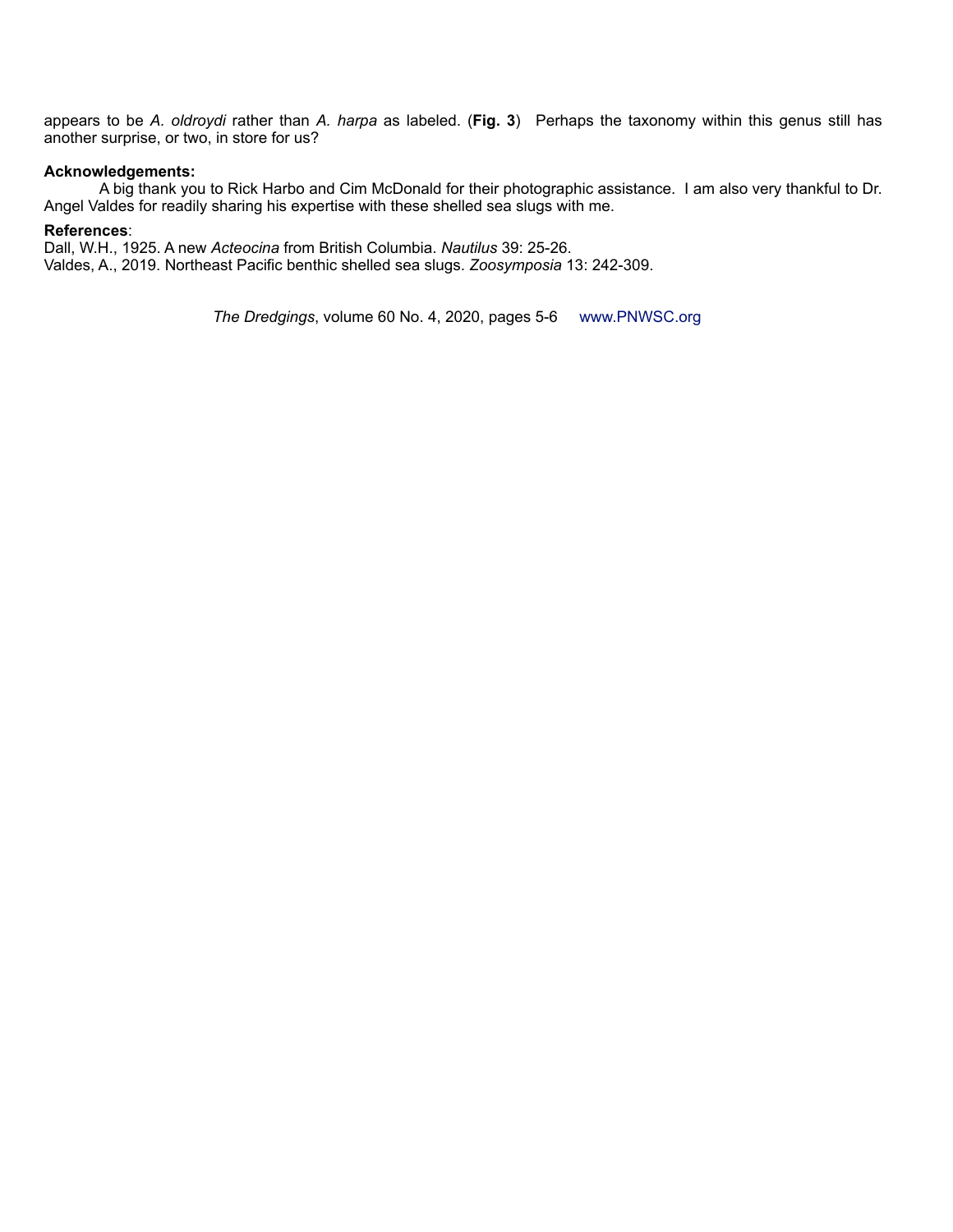appears to be *A. oldroydi* rather than *A. harpa* as labeled. (**Fig. 3**) Perhaps the taxonomy within this genus still has another surprise, or two, in store for us?

**Acknowledgements:**

A big thank you to Rick Harbo and Cim McDonald for their photographic assistance. I am also very thankful to Dr. Angel Valdes for readily sharing his expertise with these shelled sea slugs with me.

**References**:

Dall, W.H., 1925. A new *Acteocina* from British Columbia. *Nautilus* 39: 25-26.

Valdes, A., 2019. Northeast Pacific benthic shelled sea slugs. *Zoosymposia* 13: 242-309.